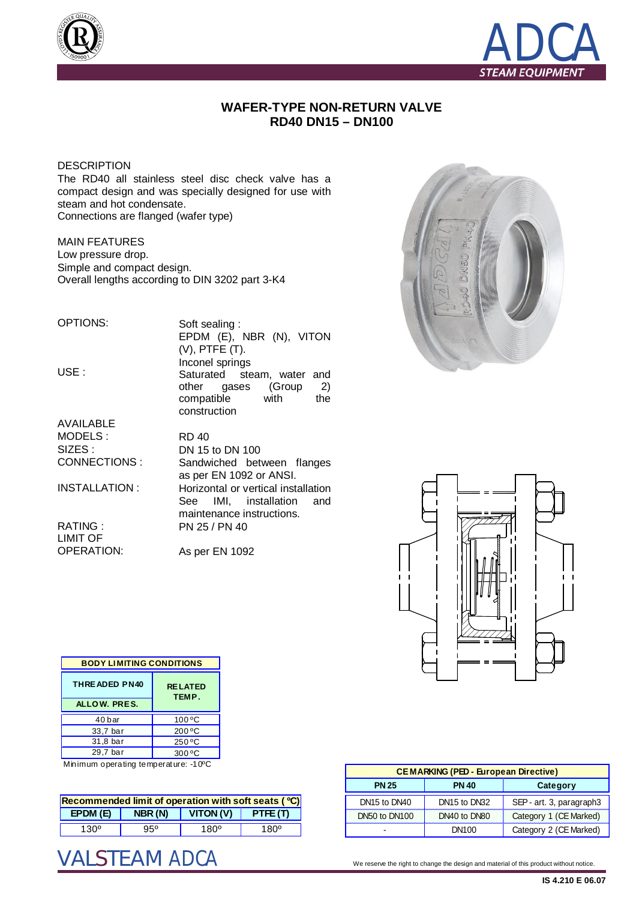# WAFER-TYPE NON-RETURN VALVE
## RD40 DN15 – DN100

DESCRIPTION

The RD40 all stainless steel disc check valve has a compact design and was specially designed for use with steam and hot condensate.
Connections are flanged (wafer type)

MAIN FEATURES

Low pressure drop.
Simple and compact design.
Overall lengths according to DIN 3202 part 3-K4

OPTIONS: Soft sealing : EPDM (E), NBR (N), VITON (V), PTFE (T). Inconel springs

USE : Saturated steam, water and other gases (Group 2) compatible with the construction

AVAILABLE MODELS : RD 40

SIZES : DN 15 to DN 100

CONNECTIONS : Sandwiched between flanges as per EN 1092 or ANSI.

INSTALLATION : Horizontal or vertical installation See IMI, installation and maintenance instructions.

RATING : PN 25 / PN 40

LIMIT OF OPERATION: As per EN 1092

| BODY LIMITING CONDITIONS | |
|---|---|
| THREADED PN40 ALLOW. PRES. | RELATED TEMP. |
| 40 bar | 100 ºC |
| 33,7 bar | 200 ºC |
| 31,8 bar | 250 ºC |
| 29,7 bar | 300 ºC |

Minimum operating temperature: -10ºC

| Recommended limit of operation with soft seats ( ºC) | | | |
|---|---|---|---|
| EPDM (E) | NBR (N) | VITON (V) | PTFE (T) |
| 130º | 95º | 180º | 180º |

| CE MARKING (PED - European Directive) | | |
|---|---|---|
| PN 25 | PN 40 | Category |
| DN15 to DN40 | DN15 to DN32 | SEP - art. 3, paragraph3 |
| DN50 to DN100 | DN40 to DN80 | Category 1 (CE Marked) |
| - | DN100 | Category 2 (CE Marked) |

We reserve the right to change the design and material of this product without notice.

IS 4.210 E 06.07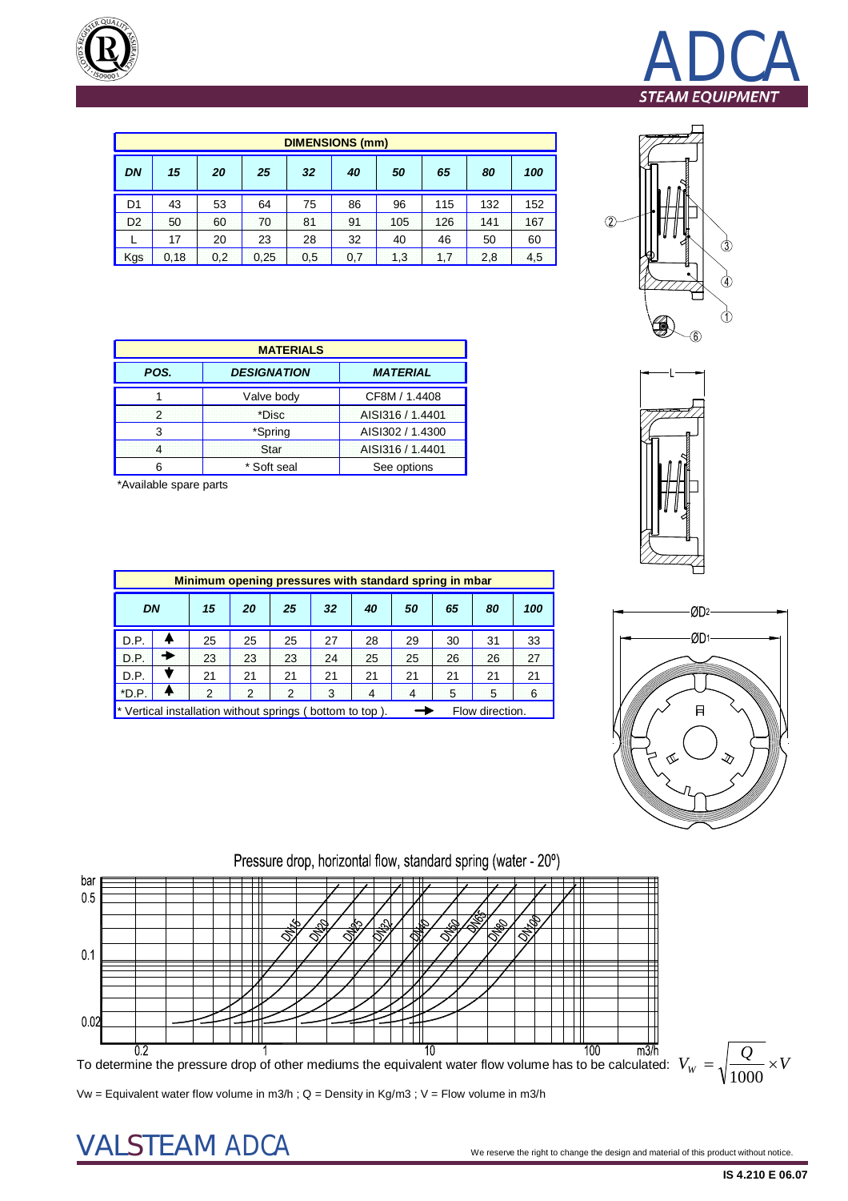ADCA

STEAM EQUIPMENT

| DIMENSIONS (mm) | | | | | | | | | |
|---|---|---|---|---|---|---|---|---|---|
| **DN** | **15** | **20** | **25** | **32** | **40** | **50** | **65** | **80** | **100** |
| D1 | 43 | 53 | 64 | 75 | 86 | 96 | 115 | 132 | 152 |
| D2 | 50 | 60 | 70 | 81 | 91 | 105 | 126 | 141 | 167 |
| L | 17 | 20 | 23 | 28 | 32 | 40 | 46 | 50 | 60 |
| Kgs | 0,18 | 0,2 | 0,25 | 0,5 | 0,7 | 1,3 | 1,7 | 2,8 | 4,5 |

| MATERIALS | | |
|---|---|---|
| **POS.** | **DESIGNATION** | **MATERIAL** |
| 1 | Valve body | CF8M / 1.4408 |
| 2 | *Disc | AISI316 / 1.4401 |
| 3 | *Spring | AISI302 / 1.4300 |
| 4 | Star | AISI316 / 1.4401 |
| 6 | * Soft seal | See options |

*Available spare parts

| Minimum opening pressures with standard spring in mbar | | | | | | | | | | |
|---|---|---|---|---|---|---|---|---|---|---|
| **DN** | | **15** | **20** | **25** | **32** | **40** | **50** | **65** | **80** | **100** |
| D.P. | ↑ | 25 | 25 | 25 | 27 | 28 | 29 | 30 | 31 | 33 |
| D.P. | → | 23 | 23 | 23 | 24 | 25 | 25 | 26 | 26 | 27 |
| D.P. | ↓ | 21 | 21 | 21 | 21 | 21 | 21 | 21 | 21 | 21 |
| *D.P. | ↑ | 2 | 2 | 2 | 3 | 4 | 4 | 5 | 5 | 6 |

* Vertical installation without springs ( bottom to top ). → Flow direction.

②
③
④
①
⑥
L
ØD2
ØD1

Pressure drop, horizontal flow, standard spring (water - 20º)

bar
0.5
0.1
0.02
0.2
1
10
100
m3/h
DN15
DN20
DN25
DN32
DN40
DN50
DN65
DN80
DN100

To determine the pressure drop of other mediums the equivalent water flow volume has to be calculated: $V_W = \sqrt{\frac{Q}{1000}} \times V$

Vw = Equivalent water flow volume in m3/h ; Q = Density in Kg/m3 ; V = Flow volume in m3/h

VALSTEAM ADCA

We reserve the right to change the design and material of this product without notice.

IS 4.210 E 06.07